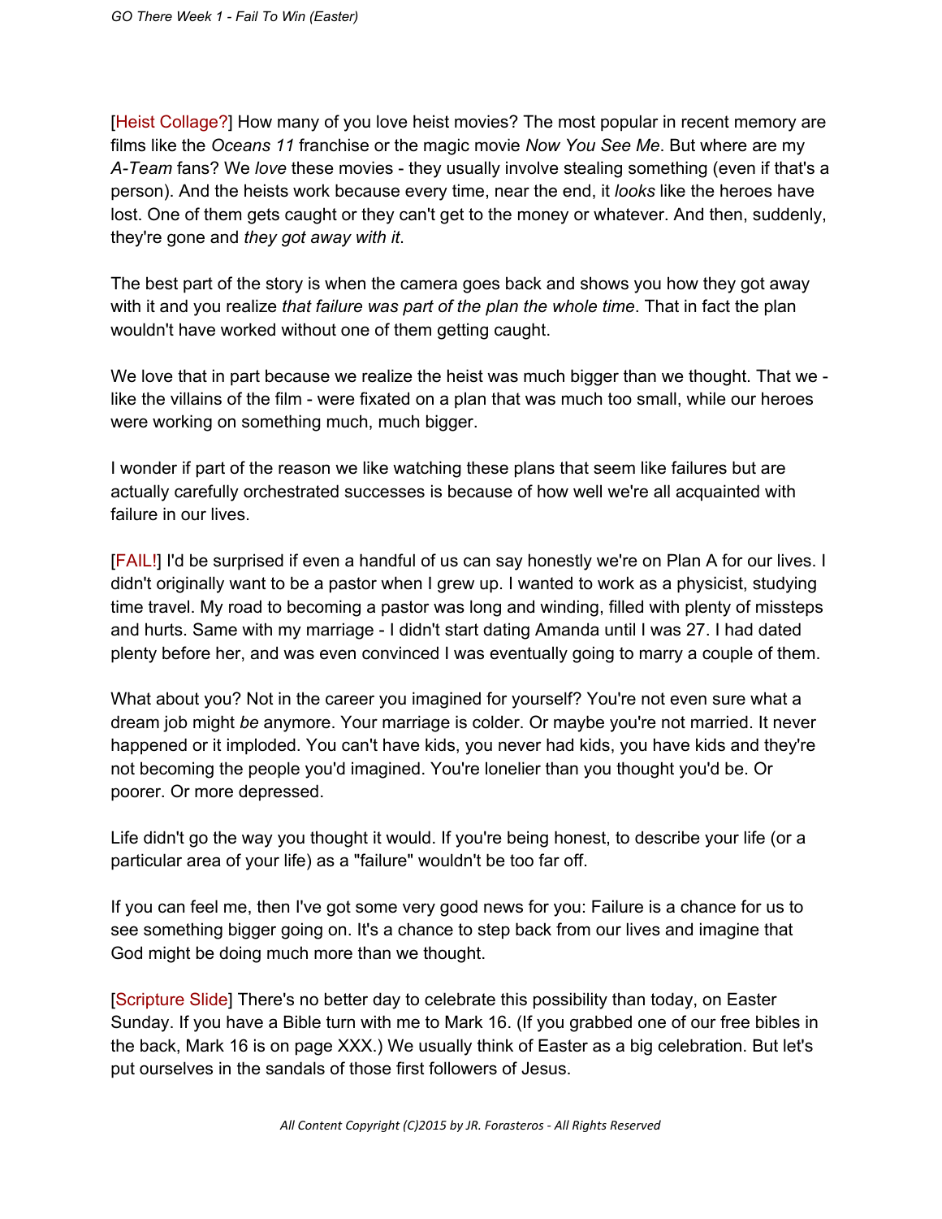[Heist Collage?] How many of you love heist movies? The most popular in recent memory are films like the *Oceans 11* franchise or the magic movie *Now You See Me*. But where are my *A-Team* fans? We *love* these movies - they usually involve stealing something (even if that's a person). And the heists work because every time, near the end, it *looks* like the heroes have lost. One of them gets caught or they can't get to the money or whatever. And then, suddenly, they're gone and *they got away with it*.

The best part of the story is when the camera goes back and shows you how they got away with it and you realize *that failure was part of the plan the whole time*. That in fact the plan wouldn't have worked without one of them getting caught.

We love that in part because we realize the heist was much bigger than we thought. That we - like the villains of the film - were fixated on a plan that was much too small, while our heroes were working on something much, much bigger.

I wonder if part of the reason we like watching these plans that seem like failures but are actually carefully orchestrated successes is because of how well we're all acquainted with failure in our lives.

[FAIL!] I'd be surprised if even a handful of us can say honestly we're on Plan A for our lives. I didn't originally want to be a pastor when I grew up. I wanted to work as a physicist, studying time travel. My road to becoming a pastor was long and winding, filled with plenty of missteps and hurts. Same with my marriage - I didn't start dating Amanda until I was 27. I had dated plenty before her, and was even convinced I was eventually going to marry a couple of them.

What about you? Not in the career you imagined for yourself? You're not even sure what a dream job might *be* anymore. Your marriage is colder. Or maybe you're not married. It never happened or it imploded. You can't have kids, you never had kids, you have kids and they're not becoming the people you'd imagined. You're lonelier than you thought you'd be. Or poorer. Or more depressed.

Life didn't go the way you thought it would. If you're being honest, to describe your life (or a particular area of your life) as a "failure" wouldn't be too far off.

If you can feel me, then I've got some very good news for you: Failure is a chance for us to see something bigger going on. It's a chance to step back from our lives and imagine that God might be doing much more than we thought.

[Scripture Slide] There's no better day to celebrate this possibility than today, on Easter Sunday. If you have a Bible turn with me to Mark 16. (If you grabbed one of our free bibles in the back, Mark 16 is on page XXX.) We usually think of Easter as a big celebration. But let's put ourselves in the sandals of those first followers of Jesus.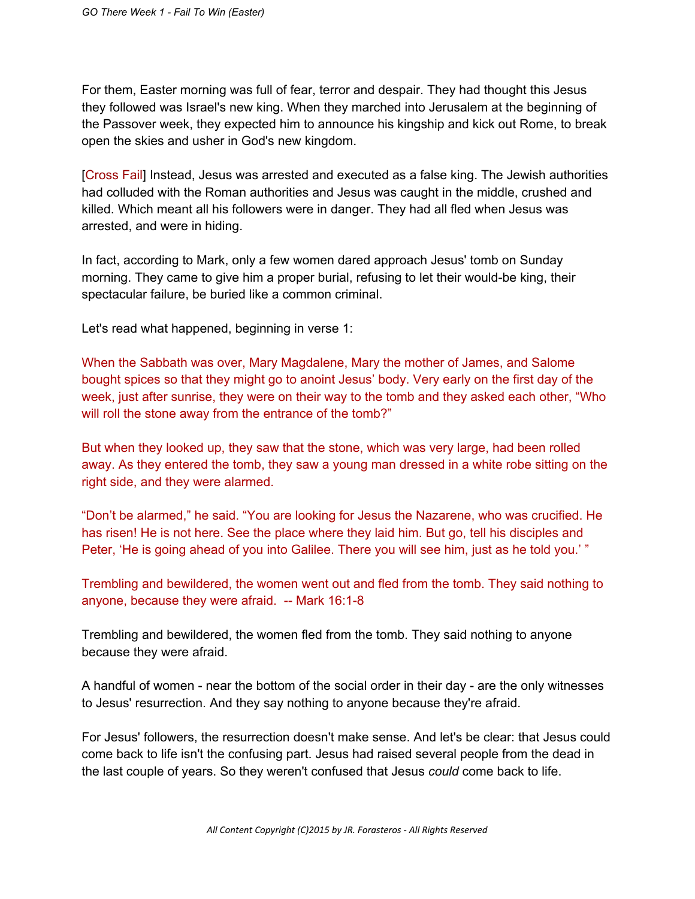For them, Easter morning was full of fear, terror and despair. They had thought this Jesus they followed was Israel's new king. When they marched into Jerusalem at the beginning of the Passover week, they expected him to announce his kingship and kick out Rome, to break open the skies and usher in God's new kingdom.

[Cross Fail] Instead, Jesus was arrested and executed as a false king. The Jewish authorities had colluded with the Roman authorities and Jesus was caught in the middle, crushed and killed. Which meant all his followers were in danger. They had all fled when Jesus was arrested, and were in hiding.

In fact, according to Mark, only a few women dared approach Jesus' tomb on Sunday morning. They came to give him a proper burial, refusing to let their would-be king, their spectacular failure, be buried like a common criminal.

Let's read what happened, beginning in verse 1:

When the Sabbath was over, Mary Magdalene, Mary the mother of James, and Salome bought spices so that they might go to anoint Jesus' body. Very early on the first day of the week, just after sunrise, they were on their way to the tomb and they asked each other, "Who will roll the stone away from the entrance of the tomb?"

But when they looked up, they saw that the stone, which was very large, had been rolled away. As they entered the tomb, they saw a young man dressed in a white robe sitting on the right side, and they were alarmed.

"Don't be alarmed," he said. "You are looking for Jesus the Nazarene, who was crucified. He has risen! He is not here. See the place where they laid him. But go, tell his disciples and Peter, 'He is going ahead of you into Galilee. There you will see him, just as he told you.' "

Trembling and bewildered, the women went out and fled from the tomb. They said nothing to anyone, because they were afraid. -- Mark 16:1-8

Trembling and bewildered, the women fled from the tomb. They said nothing to anyone because they were afraid.

A handful of women - near the bottom of the social order in their day - are the only witnesses to Jesus' resurrection. And they say nothing to anyone because they're afraid.

For Jesus' followers, the resurrection doesn't make sense. And let's be clear: that Jesus could come back to life isn't the confusing part. Jesus had raised several people from the dead in the last couple of years. So they weren't confused that Jesus *could* come back to life.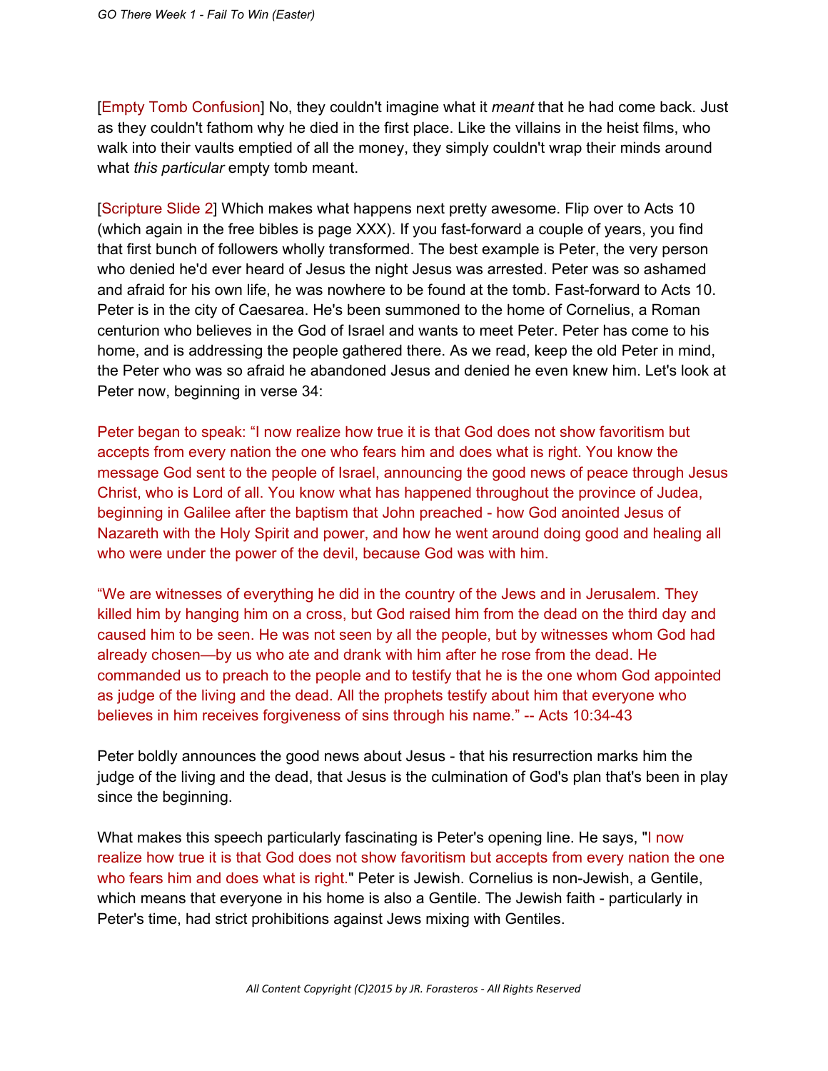[Empty Tomb Confusion] No, they couldn't imagine what it *meant* that he had come back. Just as they couldn't fathom why he died in the first place. Like the villains in the heist films, who walk into their vaults emptied of all the money, they simply couldn't wrap their minds around what *this particular* empty tomb meant.

[Scripture Slide 2] Which makes what happens next pretty awesome. Flip over to Acts 10 (which again in the free bibles is page XXX). If you fast-forward a couple of years, you find that first bunch of followers wholly transformed. The best example is Peter, the very person who denied he'd ever heard of Jesus the night Jesus was arrested. Peter was so ashamed and afraid for his own life, he was nowhere to be found at the tomb. Fast-forward to Acts 10. Peter is in the city of Caesarea. He's been summoned to the home of Cornelius, a Roman centurion who believes in the God of Israel and wants to meet Peter. Peter has come to his home, and is addressing the people gathered there. As we read, keep the old Peter in mind, the Peter who was so afraid he abandoned Jesus and denied he even knew him. Let's look at Peter now, beginning in verse 34:

Peter began to speak: "I now realize how true it is that God does not show favoritism but accepts from every nation the one who fears him and does what is right. You know the message God sent to the people of Israel, announcing the good news of peace through Jesus Christ, who is Lord of all. You know what has happened throughout the province of Judea, beginning in Galilee after the baptism that John preached - how God anointed Jesus of Nazareth with the Holy Spirit and power, and how he went around doing good and healing all who were under the power of the devil, because God was with him.

"We are witnesses of everything he did in the country of the Jews and in Jerusalem. They killed him by hanging him on a cross, but God raised him from the dead on the third day and caused him to be seen. He was not seen by all the people, but by witnesses whom God had already chosen—by us who ate and drank with him after he rose from the dead. He commanded us to preach to the people and to testify that he is the one whom God appointed as judge of the living and the dead. All the prophets testify about him that everyone who believes in him receives forgiveness of sins through his name." -- Acts 10:34-43

Peter boldly announces the good news about Jesus - that his resurrection marks him the judge of the living and the dead, that Jesus is the culmination of God's plan that's been in play since the beginning.

What makes this speech particularly fascinating is Peter's opening line. He says, "I now realize how true it is that God does not show favoritism but accepts from every nation the one who fears him and does what is right." Peter is Jewish. Cornelius is non-Jewish, a Gentile, which means that everyone in his home is also a Gentile. The Jewish faith - particularly in Peter's time, had strict prohibitions against Jews mixing with Gentiles.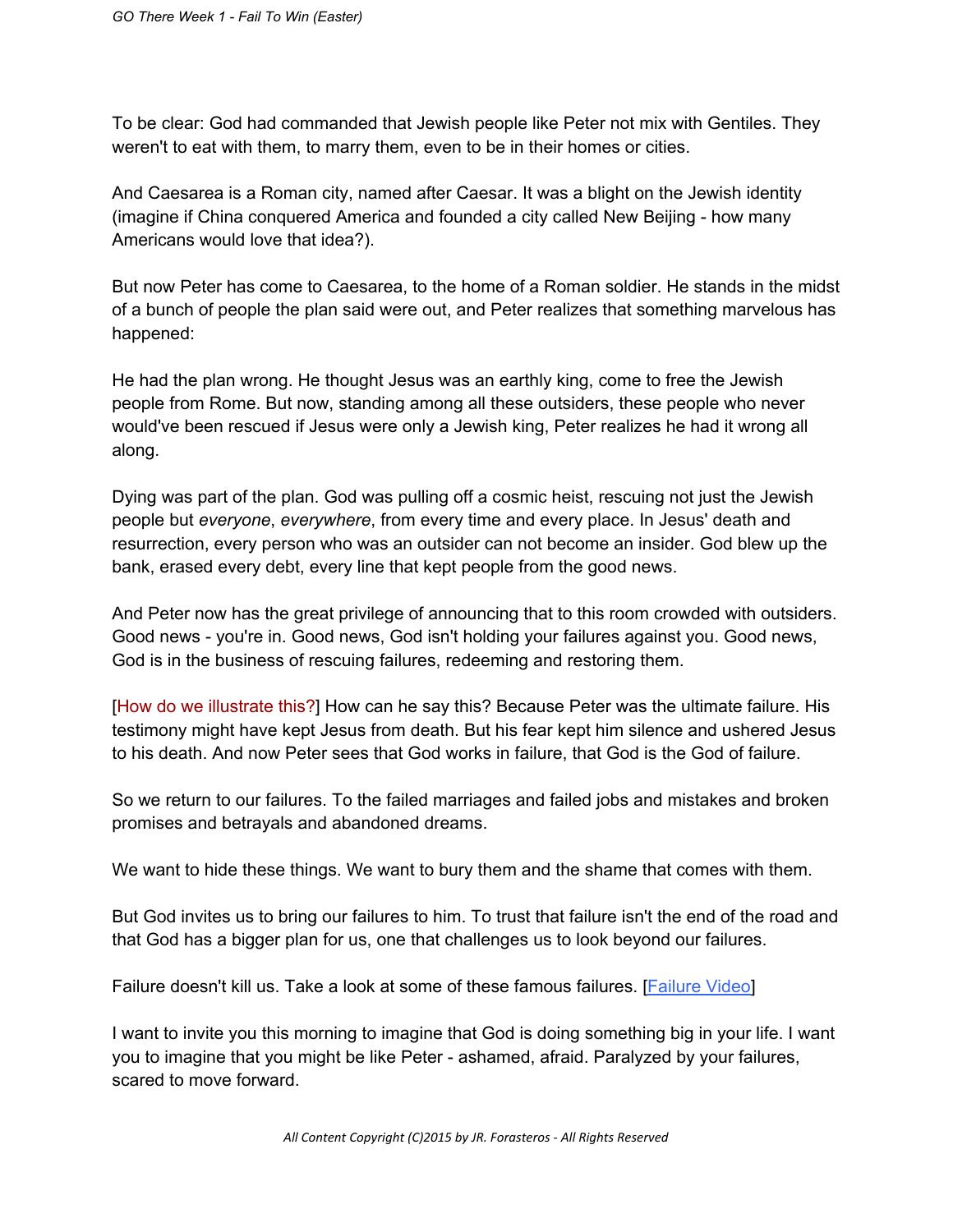To be clear: God had commanded that Jewish people like Peter not mix with Gentiles. They weren't to eat with them, to marry them, even to be in their homes or cities.

And Caesarea is a Roman city, named after Caesar. It was a blight on the Jewish identity (imagine if China conquered America and founded a city called New Beijing - how many Americans would love that idea?).

But now Peter has come to Caesarea, to the home of a Roman soldier. He stands in the midst of a bunch of people the plan said were out, and Peter realizes that something marvelous has happened:

He had the plan wrong. He thought Jesus was an earthly king, come to free the Jewish people from Rome. But now, standing among all these outsiders, these people who never would've been rescued if Jesus were only a Jewish king, Peter realizes he had it wrong all along.

Dying was part of the plan. God was pulling off a cosmic heist, rescuing not just the Jewish people but *everyone*, *everywhere*, from every time and every place. In Jesus' death and resurrection, every person who was an outsider can not become an insider. God blew up the bank, erased every debt, every line that kept people from the good news.

And Peter now has the great privilege of announcing that to this room crowded with outsiders. Good news - you're in. Good news, God isn't holding your failures against you. Good news, God is in the business of rescuing failures, redeeming and restoring them.

[How do we illustrate this?] How can he say this? Because Peter was the ultimate failure. His testimony might have kept Jesus from death. But his fear kept him silence and ushered Jesus to his death. And now Peter sees that God works in failure, that God is the God of failure.

So we return to our failures. To the failed marriages and failed jobs and mistakes and broken promises and betrayals and abandoned dreams.

We want to hide these things. We want to bury them and the shame that comes with them.

But God invites us to bring our failures to him. To trust that failure isn't the end of the road and that God has a bigger plan for us, one that challenges us to look beyond our failures.

Failure doesn't kill us. Take a look at some of these famous failures. [Failure Video]

I want to invite you this morning to imagine that God is doing something big in your life. I want you to imagine that you might be like Peter - ashamed, afraid. Paralyzed by your failures, scared to move forward.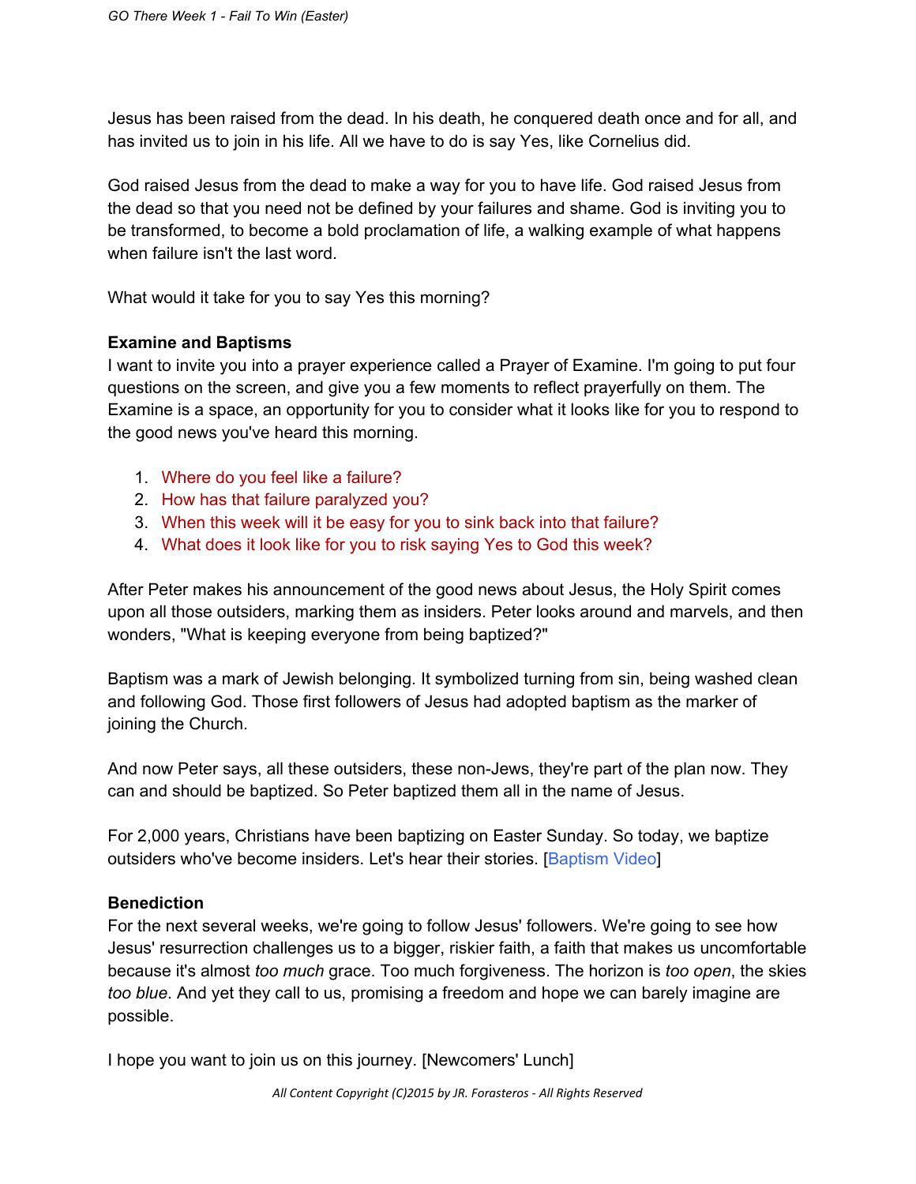Jesus has been raised from the dead. In his death, he conquered death once and for all, and has invited us to join in his life. All we have to do is say Yes, like Cornelius did.

God raised Jesus from the dead to make a way for you to have life. God raised Jesus from the dead so that you need not be defined by your failures and shame. God is inviting you to be transformed, to become a bold proclamation of life, a walking example of what happens when failure isn't the last word.

What would it take for you to say Yes this morning?

**Examine and Baptisms**

I want to invite you into a prayer experience called a Prayer of Examine. I'm going to put four questions on the screen, and give you a few moments to reflect prayerfully on them. The Examine is a space, an opportunity for you to consider what it looks like for you to respond to the good news you've heard this morning.

1. Where do you feel like a failure?
2. How has that failure paralyzed you?
3. When this week will it be easy for you to sink back into that failure?
4. What does it look like for you to risk saying Yes to God this week?

After Peter makes his announcement of the good news about Jesus, the Holy Spirit comes upon all those outsiders, marking them as insiders. Peter looks around and marvels, and then wonders, "What is keeping everyone from being baptized?"

Baptism was a mark of Jewish belonging. It symbolized turning from sin, being washed clean and following God. Those first followers of Jesus had adopted baptism as the marker of joining the Church.

And now Peter says, all these outsiders, these non-Jews, they're part of the plan now. They can and should be baptized. So Peter baptized them all in the name of Jesus.

For 2,000 years, Christians have been baptizing on Easter Sunday. So today, we baptize outsiders who've become insiders. Let's hear their stories. [Baptism Video]

**Benediction**

For the next several weeks, we're going to follow Jesus' followers. We're going to see how Jesus' resurrection challenges us to a bigger, riskier faith, a faith that makes us uncomfortable because it's almost *too much* grace. Too much forgiveness. The horizon is *too open*, the skies *too blue*. And yet they call to us, promising a freedom and hope we can barely imagine are possible.

I hope you want to join us on this journey. [Newcomers' Lunch]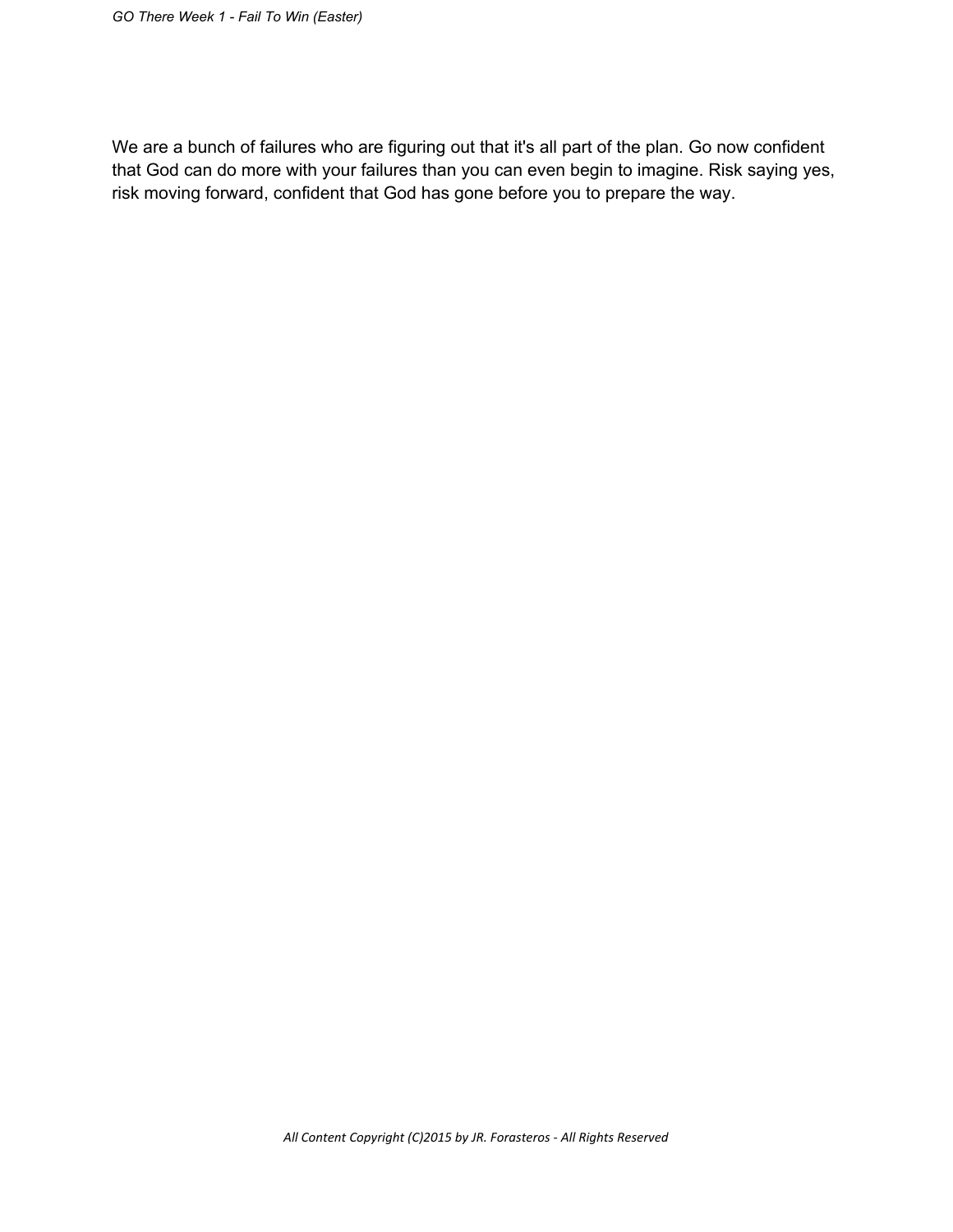We are a bunch of failures who are figuring out that it's all part of the plan. Go now confident that God can do more with your failures than you can even begin to imagine. Risk saying yes, risk moving forward, confident that God has gone before you to prepare the way.